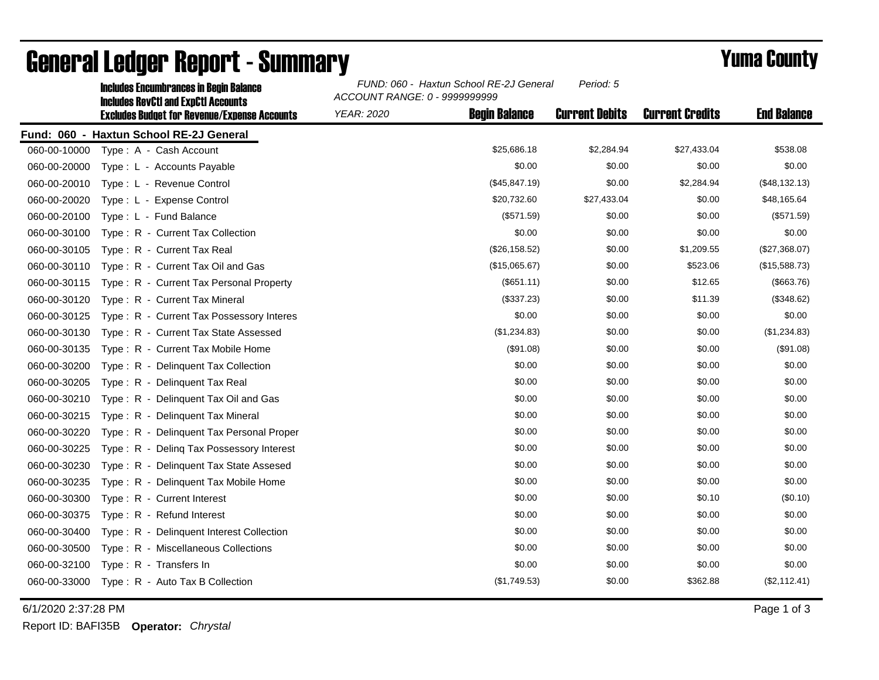# General Ledger Report - Summary

**Yuma County**

**Includes Encumbrances in Begin Balance**
**Includes RevCtl and ExpCtl Accounts**
**Excludes Budget for Revenue/Expense Accounts**

*FUND: 060 - Haxtun School RE-2J General* *Period: 5*
*ACCOUNT RANGE: 0 - 9999999999*
*YEAR: 2020*

**Fund: 060 - Haxtun School RE-2J General**

| Account | Description | Begin Balance | Current Debits | Current Credits | End Balance |
|---|---|---|---|---|---|
| 060-00-10000 | Type : A - Cash Account | $25,686.18 | $2,284.94 | $27,433.04 | $538.08 |
| 060-00-20000 | Type : L - Accounts Payable | $0.00 | $0.00 | $0.00 | $0.00 |
| 060-00-20010 | Type : L - Revenue Control | ($45,847.19) | $0.00 | $2,284.94 | ($48,132.13) |
| 060-00-20020 | Type : L - Expense Control | $20,732.60 | $27,433.04 | $0.00 | $48,165.64 |
| 060-00-20100 | Type : L - Fund Balance | ($571.59) | $0.00 | $0.00 | ($571.59) |
| 060-00-30100 | Type : R - Current Tax Collection | $0.00 | $0.00 | $0.00 | $0.00 |
| 060-00-30105 | Type : R - Current Tax Real | ($26,158.52) | $0.00 | $1,209.55 | ($27,368.07) |
| 060-00-30110 | Type : R - Current Tax Oil and Gas | ($15,065.67) | $0.00 | $523.06 | ($15,588.73) |
| 060-00-30115 | Type : R - Current Tax Personal Property | ($651.11) | $0.00 | $12.65 | ($663.76) |
| 060-00-30120 | Type : R - Current Tax Mineral | ($337.23) | $0.00 | $11.39 | ($348.62) |
| 060-00-30125 | Type : R - Current Tax Possessory Interes | $0.00 | $0.00 | $0.00 | $0.00 |
| 060-00-30130 | Type : R - Current Tax State Assessed | ($1,234.83) | $0.00 | $0.00 | ($1,234.83) |
| 060-00-30135 | Type : R - Current Tax Mobile Home | ($91.08) | $0.00 | $0.00 | ($91.08) |
| 060-00-30200 | Type : R - Delinquent Tax Collection | $0.00 | $0.00 | $0.00 | $0.00 |
| 060-00-30205 | Type : R - Delinquent Tax Real | $0.00 | $0.00 | $0.00 | $0.00 |
| 060-00-30210 | Type : R - Delinquent Tax Oil and Gas | $0.00 | $0.00 | $0.00 | $0.00 |
| 060-00-30215 | Type : R - Delinquent Tax Mineral | $0.00 | $0.00 | $0.00 | $0.00 |
| 060-00-30220 | Type : R - Delinquent Tax Personal Proper | $0.00 | $0.00 | $0.00 | $0.00 |
| 060-00-30225 | Type : R - Delinq Tax Possessory Interest | $0.00 | $0.00 | $0.00 | $0.00 |
| 060-00-30230 | Type : R - Delinquent Tax State Assesed | $0.00 | $0.00 | $0.00 | $0.00 |
| 060-00-30235 | Type : R - Delinquent Tax Mobile Home | $0.00 | $0.00 | $0.00 | $0.00 |
| 060-00-30300 | Type : R - Current Interest | $0.00 | $0.00 | $0.10 | ($0.10) |
| 060-00-30375 | Type : R - Refund Interest | $0.00 | $0.00 | $0.00 | $0.00 |
| 060-00-30400 | Type : R - Delinquent Interest Collection | $0.00 | $0.00 | $0.00 | $0.00 |
| 060-00-30500 | Type : R - Miscellaneous Collections | $0.00 | $0.00 | $0.00 | $0.00 |
| 060-00-32100 | Type : R - Transfers In | $0.00 | $0.00 | $0.00 | $0.00 |
| 060-00-33000 | Type : R - Auto Tax B Collection | ($1,749.53) | $0.00 | $362.88 | ($2,112.41) |

6/1/2020 2:37:28 PM

Report ID: BAFI35B **Operator:** *Chrystal*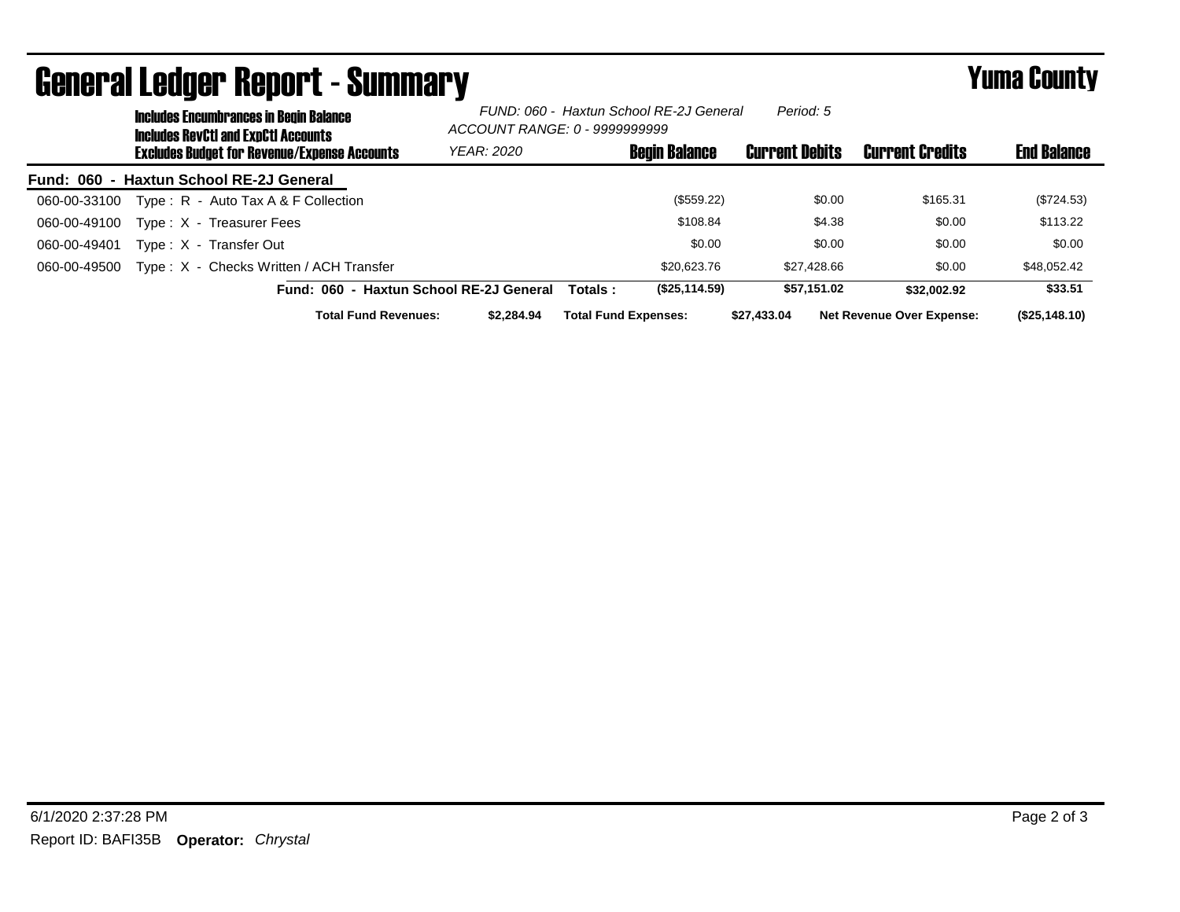# General Ledger Report - Summary

## Yuma County

**Includes Encumbrances in Begin Balance**
**Includes RevCtl and ExpCtl Accounts**
**Excludes Budget for Revenue/Expense Accounts**

*FUND: 060 - Haxtun School RE-2J General* *Period: 5*
*ACCOUNT RANGE: 0 - 9999999999*
*YEAR: 2020*

| Account | Description | Begin Balance | Current Debits | Current Credits | End Balance |
|---|---|---|---|---|---|
| **Fund: 060 - Haxtun School RE-2J General** | | | | | |
| 060-00-33100 | Type : R - Auto Tax A & F Collection | ($559.22) | $0.00 | $165.31 | ($724.53) |
| 060-00-49100 | Type : X - Treasurer Fees | $108.84 | $4.38 | $0.00 | $113.22 |
| 060-00-49401 | Type : X - Transfer Out | $0.00 | $0.00 | $0.00 | $0.00 |
| 060-00-49500 | Type : X - Checks Written / ACH Transfer | $20,623.76 | $27,428.66 | $0.00 | $48,052.42 |
| | **Fund: 060 - Haxtun School RE-2J General Totals :** | **($25,114.59)** | **$57,151.02** | **$32,002.92** | **$33.51** |

**Total Fund Revenues:** $2,284.94 **Total Fund Expenses:** $27,433.04 **Net Revenue Over Expense:** ($25,148.10)

6/1/2020 2:37:28 PM

Report ID: BAFI35B **Operator:** *Chrystal*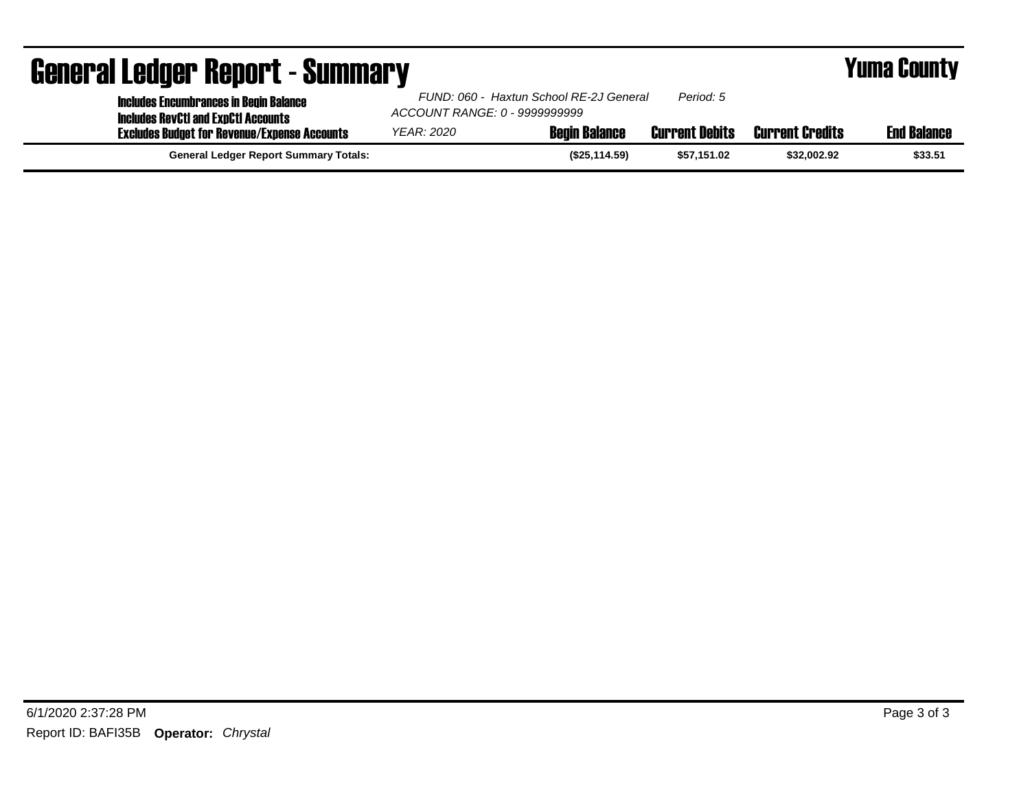# General Ledger Report - Summary

## Yuma County

**Includes Encumbrances in Begin Balance**
**Includes RevCtl and ExpCtl Accounts**
**Excludes Budget for Revenue/Expense Accounts**

*FUND: 060 - Haxtun School RE-2J General* *Period: 5*
*ACCOUNT RANGE: 0 - 9999999999*
*YEAR: 2020*

| | Begin Balance | Current Debits | Current Credits | End Balance |
|---|---|---|---|---|
| **General Ledger Report Summary Totals:** | **($25,114.59)** | **$57,151.02** | **$32,002.92** | **$33.51** |

6/1/2020 2:37:28 PM

Report ID: BAFI35B **Operator:** *Chrystal*